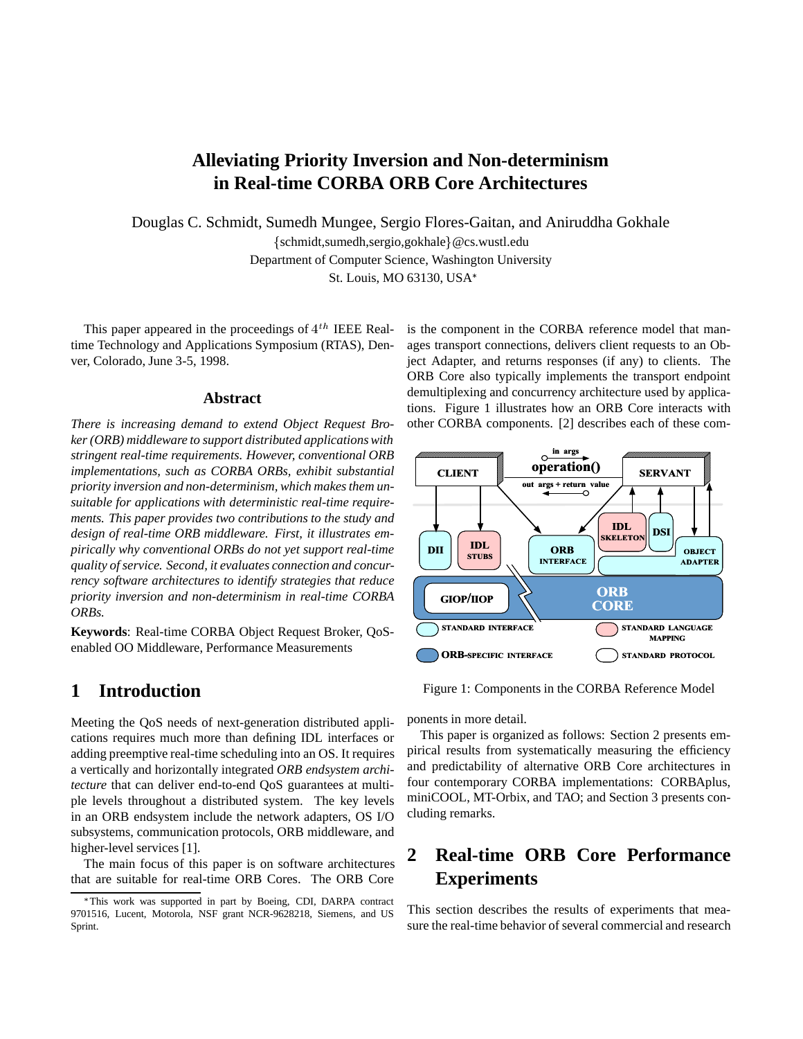# Alleviating Priority Inversion and Non-determinism in Real-time CORBA ORB Core Architectures

Douglas C. Schmidt, Sumedh Mungee, Sergio Flores-Gaitan, and Aniruddha Gokhale

{schmidt,sumedh,sergio,gokhale}@cs.wustl.edu

Department of Computer Science, Washington University

St. Louis, MO 63130, USA*

This paper appeared in the proceedings of $4^{th}$ IEEE Real-time Technology and Applications Symposium (RTAS), Denver, Colorado, June 3-5, 1998.

## Abstract

*There is increasing demand to extend Object Request Broker (ORB) middleware to support distributed applications with stringent real-time requirements. However, conventional ORB implementations, such as CORBA ORBs, exhibit substantial priority inversion and non-determinism, which makes them unsuitable for applications with deterministic real-time requirements. This paper provides two contributions to the study and design of real-time ORB middleware. First, it illustrates empirically why conventional ORBs do not yet support real-time quality of service. Second, it evaluates connection and concurrency software architectures to identify strategies that reduce priority inversion and non-determinism in real-time CORBA ORBs.*

**Keywords**: Real-time CORBA Object Request Broker, QoS-enabled OO Middleware, Performance Measurements

## 1 Introduction

Meeting the QoS needs of next-generation distributed applications requires much more than defining IDL interfaces or adding preemptive real-time scheduling into an OS. It requires a vertically and horizontally integrated *ORB endsystem architecture* that can deliver end-to-end QoS guarantees at multiple levels throughout a distributed system. The key levels in an ORB endsystem include the network adapters, OS I/O subsystems, communication protocols, ORB middleware, and higher-level services [1].

The main focus of this paper is on software architectures that are suitable for real-time ORB Cores. The ORB Core is the component in the CORBA reference model that manages transport connections, delivers client requests to an Object Adapter, and returns responses (if any) to clients. The ORB Core also typically implements the transport endpoint demultiplexing and concurrency architecture used by applications. Figure 1 illustrates how an ORB Core interacts with other CORBA components. [2] describes each of these components in more detail.

Figure 1: Components in the CORBA Reference Model

This paper is organized as follows: Section 2 presents empirical results from systematically measuring the efficiency and predictability of alternative ORB Core architectures in four contemporary CORBA implementations: CORBAplus, miniCOOL, MT-Orbix, and TAO; and Section 3 presents concluding remarks.

## 2 Real-time ORB Core Performance Experiments

This section describes the results of experiments that measure the real-time behavior of several commercial and research

*This work was supported in part by Boeing, CDI, DARPA contract 9701516, Lucent, Motorola, NSF grant NCR-9628218, Siemens, and US Sprint.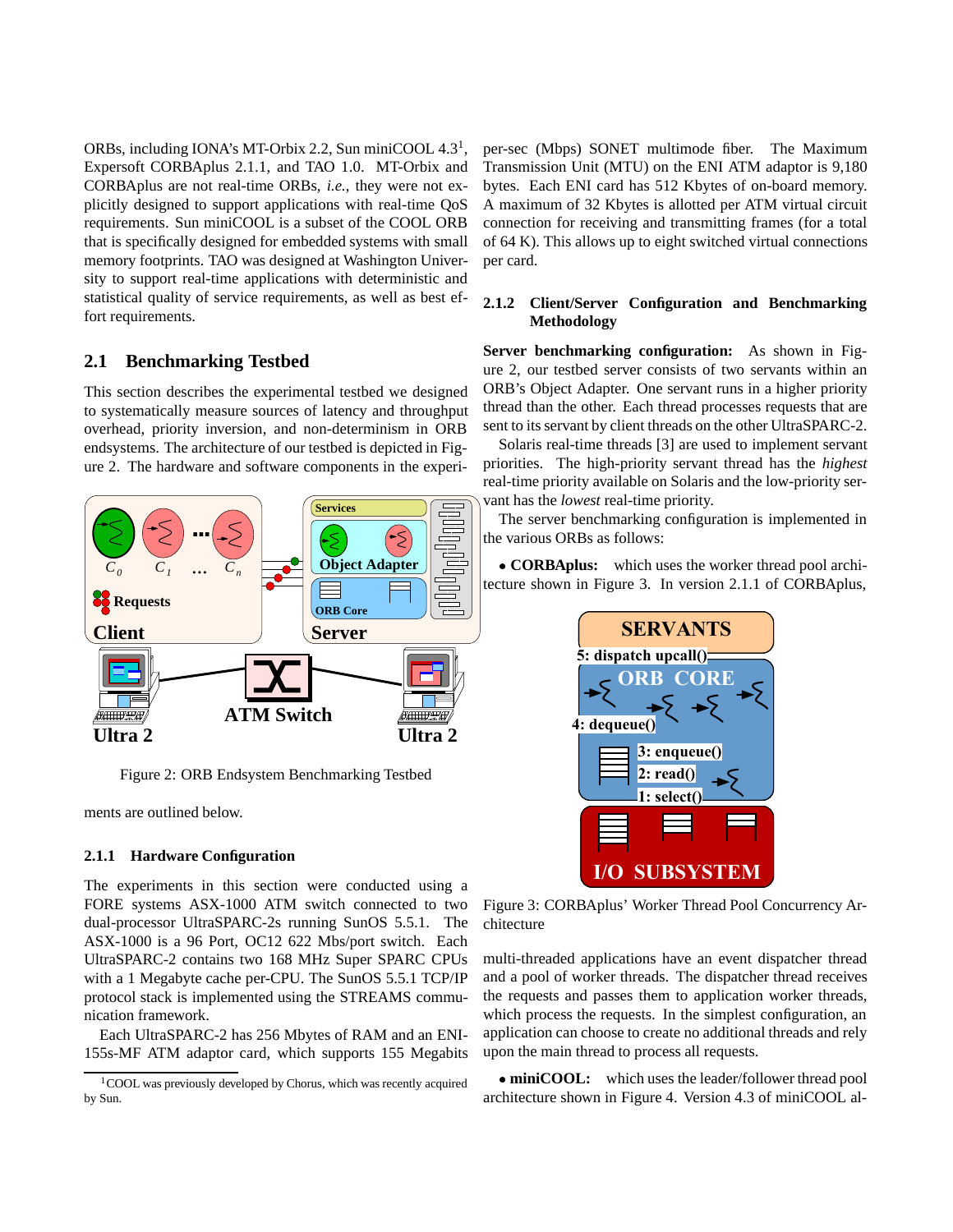ORBs, including IONA's MT-Orbix 2.2, Sun miniCOOL 4.3[1], Expersoft CORBAplus 2.1.1, and TAO 1.0. MT-Orbix and CORBAplus are not real-time ORBs, *i.e.*, they were not explicitly designed to support applications with real-time QoS requirements. Sun miniCOOL is a subset of the COOL ORB that is specifically designed for embedded systems with small memory footprints. TAO was designed at Washington University to support real-time applications with deterministic and statistical quality of service requirements, as well as best effort requirements.

## 2.1 Benchmarking Testbed

This section describes the experimental testbed we designed to systematically measure sources of latency and throughput overhead, priority inversion, and non-determinism in ORB endsystems. The architecture of our testbed is depicted in Figure 2. The hardware and software components in the experiments are outlined below.

Figure 2: ORB Endsystem Benchmarking Testbed

### 2.1.1 Hardware Configuration

The experiments in this section were conducted using a FORE systems ASX-1000 ATM switch connected to two dual-processor UltraSPARC-2s running SunOS 5.5.1. The ASX-1000 is a 96 Port, OC12 622 Mbs/port switch. Each UltraSPARC-2 contains two 168 MHz Super SPARC CPUs with a 1 Megabyte cache per-CPU. The SunOS 5.5.1 TCP/IP protocol stack is implemented using the STREAMS communication framework.

Each UltraSPARC-2 has 256 Mbytes of RAM and an ENI-155s-MF ATM adaptor card, which supports 155 Megabits per-sec (Mbps) SONET multimode fiber. The Maximum Transmission Unit (MTU) on the ENI ATM adaptor is 9,180 bytes. Each ENI card has 512 Kbytes of on-board memory. A maximum of 32 Kbytes is allotted per ATM virtual circuit connection for receiving and transmitting frames (for a total of 64 K). This allows up to eight switched virtual connections per card.

### 2.1.2 Client/Server Configuration and Benchmarking Methodology

**Server benchmarking configuration:** As shown in Figure 2, our testbed server consists of two servants within an ORB's Object Adapter. One servant runs in a higher priority thread than the other. Each thread processes requests that are sent to its servant by client threads on the other UltraSPARC-2.

Solaris real-time threads [3] are used to implement servant priorities. The high-priority servant thread has the *highest* real-time priority available on Solaris and the low-priority servant has the *lowest* real-time priority.

The server benchmarking configuration is implemented in the various ORBs as follows:

- **CORBAplus:** which uses the worker thread pool architecture shown in Figure 3. In version 2.1.1 of CORBAplus, multi-threaded applications have an event dispatcher thread and a pool of worker threads. The dispatcher thread receives the requests and passes them to application worker threads, which process the requests. In the simplest configuration, an application can choose to create no additional threads and rely upon the main thread to process all requests.

Figure 3: CORBAplus' Worker Thread Pool Concurrency Architecture

- **miniCOOL:** which uses the leader/follower thread pool architecture shown in Figure 4. Version 4.3 of miniCOOL al-

[1] COOL was previously developed by Chorus, which was recently acquired by Sun.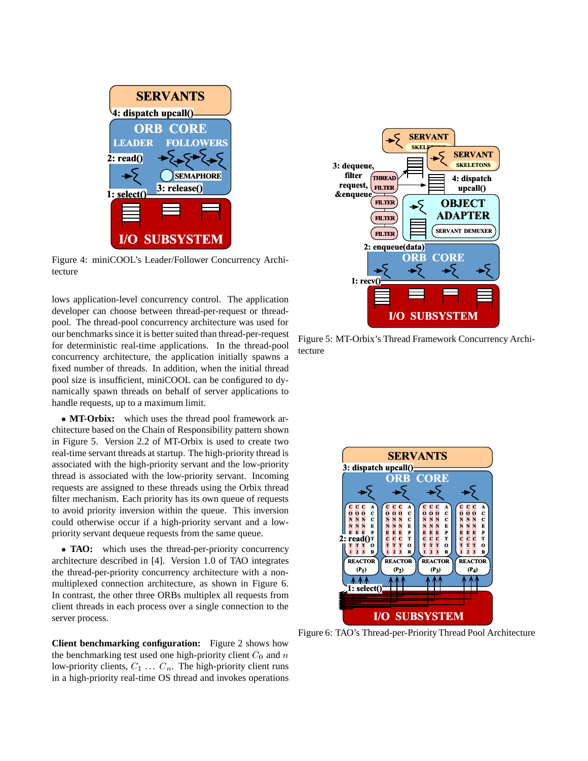Figure 4: miniCOOL's Leader/Follower Concurrency Architecture

lows application-level concurrency control. The application developer can choose between thread-per-request or thread-pool. The thread-pool concurrency architecture was used for our benchmarks since it is better suited than thread-per-request for deterministic real-time applications. In the thread-pool concurrency architecture, the application initially spawns a fixed number of threads. In addition, when the initial thread pool size is insufficient, miniCOOL can be configured to dynamically spawn threads on behalf of server applications to handle requests, up to a maximum limit.

- **MT-Orbix:** which uses the thread pool framework architecture based on the Chain of Responsibility pattern shown in Figure 5. Version 2.2 of MT-Orbix is used to create two real-time servant threads at startup. The high-priority thread is associated with the high-priority servant and the low-priority thread is associated with the low-priority servant. Incoming requests are assigned to these threads using the Orbix thread filter mechanism. Each priority has its own queue of requests to avoid priority inversion within the queue. This inversion could otherwise occur if a high-priority servant and a low-priority servant dequeue requests from the same queue.

- **TAO:** which uses the thread-per-priority concurrency architecture described in [4]. Version 1.0 of TAO integrates the thread-per-priority concurrency architecture with a non-multiplexed connection architecture, as shown in Figure 6. In contrast, the other three ORBs multiplex all requests from client threads in each process over a single connection to the server process.

**Client benchmarking configuration:** Figure 2 shows how the benchmarking test used one high-priority client $C_0$ and $n$ low-priority clients, $C_1 \ldots C_n$. The high-priority client runs in a high-priority real-time OS thread and invokes operations

Figure 5: MT-Orbix's Thread Framework Concurrency Architecture

Figure 6: TAO's Thread-per-Priority Thread Pool Architecture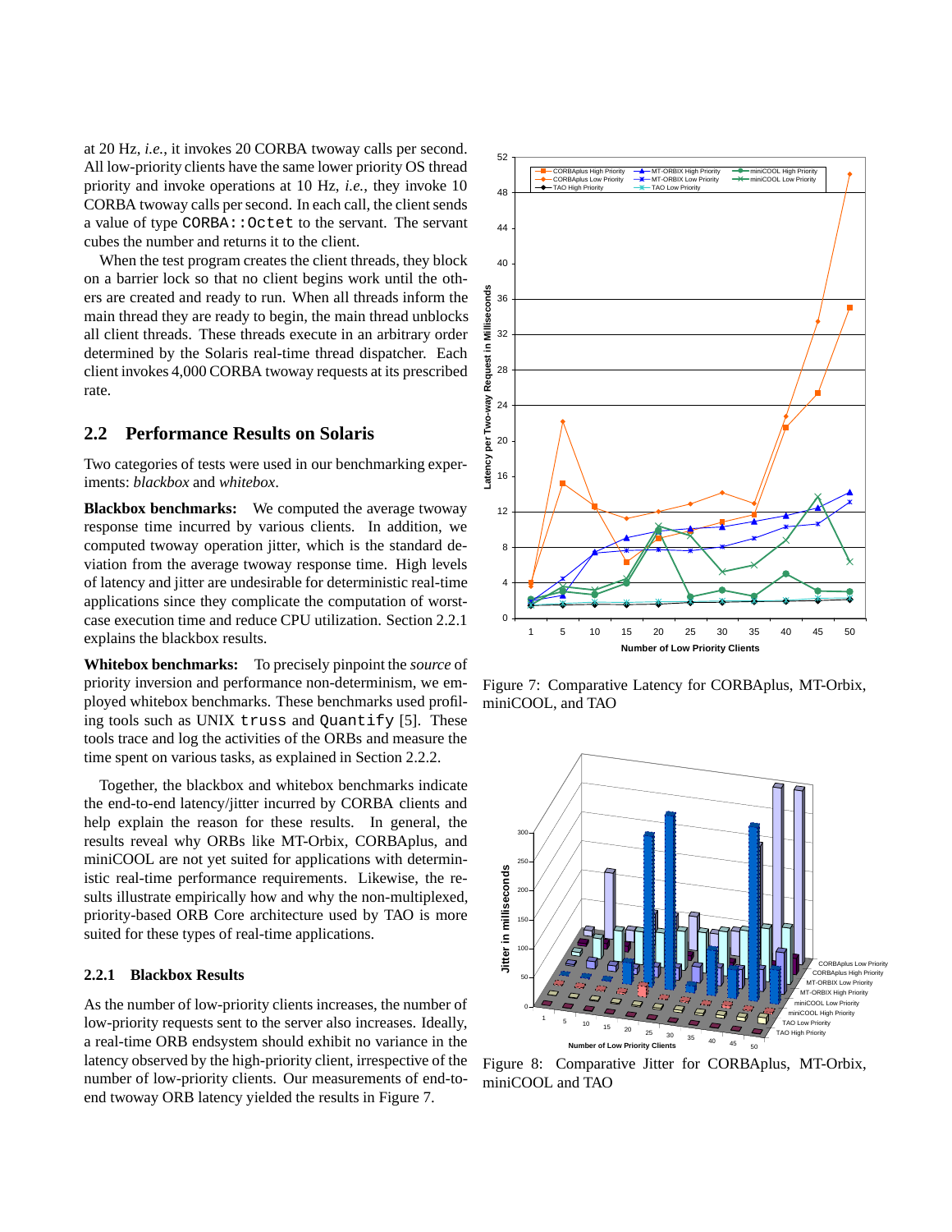at 20 Hz, *i.e.*, it invokes 20 CORBA twoway calls per second. All low-priority clients have the same lower priority OS thread priority and invoke operations at 10 Hz, *i.e.*, they invoke 10 CORBA twoway calls per second. In each call, the client sends a value of type `CORBA::Octet` to the servant. The servant cubes the number and returns it to the client.

When the test program creates the client threads, they block on a barrier lock so that no client begins work until the others are created and ready to run. When all threads inform the main thread they are ready to begin, the main thread unblocks all client threads. These threads execute in an arbitrary order determined by the Solaris real-time thread dispatcher. Each client invokes 4,000 CORBA twoway requests at its prescribed rate.

## 2.2 Performance Results on Solaris

Two categories of tests were used in our benchmarking experiments: *blackbox* and *whitebox*.

**Blackbox benchmarks:** We computed the average twoway response time incurred by various clients. In addition, we computed twoway operation jitter, which is the standard deviation from the average twoway response time. High levels of latency and jitter are undesirable for deterministic real-time applications since they complicate the computation of worst-case execution time and reduce CPU utilization. Section 2.2.1 explains the blackbox results.

**Whitebox benchmarks:** To precisely pinpoint the *source* of priority inversion and performance non-determinism, we employed whitebox benchmarks. These benchmarks used profiling tools such as UNIX `truss` and `Quantify` [5]. These tools trace and log the activities of the ORBs and measure the time spent on various tasks, as explained in Section 2.2.2.

Together, the blackbox and whitebox benchmarks indicate the end-to-end latency/jitter incurred by CORBA clients and help explain the reason for these results. In general, the results reveal why ORBs like MT-Orbix, CORBAplus, and miniCOOL are not yet suited for applications with deterministic real-time performance requirements. Likewise, the results illustrate empirically how and why the non-multiplexed, priority-based ORB Core architecture used by TAO is more suited for these types of real-time applications.

### 2.2.1 Blackbox Results

As the number of low-priority clients increases, the number of low-priority requests sent to the server also increases. Ideally, a real-time ORB endsystem should exhibit no variance in the latency observed by the high-priority client, irrespective of the number of low-priority clients. Our measurements of end-to-end twoway ORB latency yielded the results in Figure 7.

Figure 7: Comparative Latency for CORBAplus, MT-Orbix, miniCOOL, and TAO

Figure 8: Comparative Jitter for CORBAplus, MT-Orbix, miniCOOL and TAO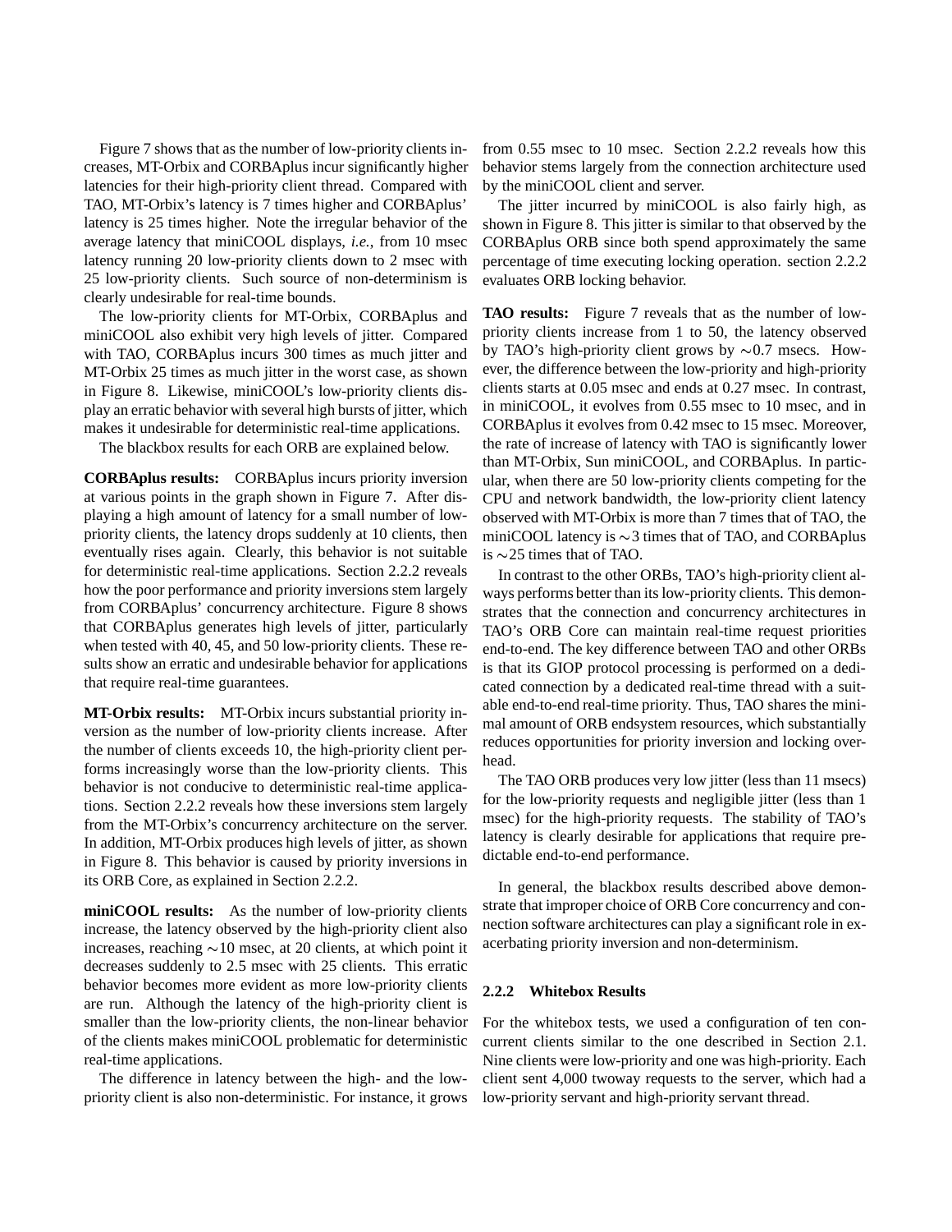Figure 7 shows that as the number of low-priority clients increases, MT-Orbix and CORBAplus incur significantly higher latencies for their high-priority client thread. Compared with TAO, MT-Orbix's latency is 7 times higher and CORBAplus' latency is 25 times higher. Note the irregular behavior of the average latency that miniCOOL displays, *i.e.*, from 10 msec latency running 20 low-priority clients down to 2 msec with 25 low-priority clients. Such source of non-determinism is clearly undesirable for real-time bounds.

The low-priority clients for MT-Orbix, CORBAplus and miniCOOL also exhibit very high levels of jitter. Compared with TAO, CORBAplus incurs 300 times as much jitter and MT-Orbix 25 times as much jitter in the worst case, as shown in Figure 8. Likewise, miniCOOL's low-priority clients display an erratic behavior with several high bursts of jitter, which makes it undesirable for deterministic real-time applications.

The blackbox results for each ORB are explained below.

**CORBAplus results:** CORBAplus incurs priority inversion at various points in the graph shown in Figure 7. After displaying a high amount of latency for a small number of low-priority clients, the latency drops suddenly at 10 clients, then eventually rises again. Clearly, this behavior is not suitable for deterministic real-time applications. Section 2.2.2 reveals how the poor performance and priority inversions stem largely from CORBAplus' concurrency architecture. Figure 8 shows that CORBAplus generates high levels of jitter, particularly when tested with 40, 45, and 50 low-priority clients. These results show an erratic and undesirable behavior for applications that require real-time guarantees.

**MT-Orbix results:** MT-Orbix incurs substantial priority inversion as the number of low-priority clients increase. After the number of clients exceeds 10, the high-priority client performs increasingly worse than the low-priority clients. This behavior is not conducive to deterministic real-time applications. Section 2.2.2 reveals how these inversions stem largely from the MT-Orbix's concurrency architecture on the server. In addition, MT-Orbix produces high levels of jitter, as shown in Figure 8. This behavior is caused by priority inversions in its ORB Core, as explained in Section 2.2.2.

**miniCOOL results:** As the number of low-priority clients increase, the latency observed by the high-priority client also increases, reaching ~10 msec, at 20 clients, at which point it decreases suddenly to 2.5 msec with 25 clients. This erratic behavior becomes more evident as more low-priority clients are run. Although the latency of the high-priority client is smaller than the low-priority clients, the non-linear behavior of the clients makes miniCOOL problematic for deterministic real-time applications.

The difference in latency between the high- and the low-priority client is also non-deterministic. For instance, it grows from 0.55 msec to 10 msec. Section 2.2.2 reveals how this behavior stems largely from the connection architecture used by the miniCOOL client and server.

The jitter incurred by miniCOOL is also fairly high, as shown in Figure 8. This jitter is similar to that observed by the CORBAplus ORB since both spend approximately the same percentage of time executing locking operation. section 2.2.2 evaluates ORB locking behavior.

**TAO results:** Figure 7 reveals that as the number of low-priority clients increase from 1 to 50, the latency observed by TAO's high-priority client grows by ~0.7 msecs. However, the difference between the low-priority and high-priority clients starts at 0.05 msec and ends at 0.27 msec. In contrast, in miniCOOL, it evolves from 0.55 msec to 10 msec, and in CORBAplus it evolves from 0.42 msec to 15 msec. Moreover, the rate of increase of latency with TAO is significantly lower than MT-Orbix, Sun miniCOOL, and CORBAplus. In particular, when there are 50 low-priority clients competing for the CPU and network bandwidth, the low-priority client latency observed with MT-Orbix is more than 7 times that of TAO, the miniCOOL latency is ~3 times that of TAO, and CORBAplus is ~25 times that of TAO.

In contrast to the other ORBs, TAO's high-priority client always performs better than its low-priority clients. This demonstrates that the connection and concurrency architectures in TAO's ORB Core can maintain real-time request priorities end-to-end. The key difference between TAO and other ORBs is that its GIOP protocol processing is performed on a dedicated connection by a dedicated real-time thread with a suitable end-to-end real-time priority. Thus, TAO shares the minimal amount of ORB endsystem resources, which substantially reduces opportunities for priority inversion and locking overhead.

The TAO ORB produces very low jitter (less than 11 msecs) for the low-priority requests and negligible jitter (less than 1 msec) for the high-priority requests. The stability of TAO's latency is clearly desirable for applications that require predictable end-to-end performance.

In general, the blackbox results described above demonstrate that improper choice of ORB Core concurrency and connection software architectures can play a significant role in exacerbating priority inversion and non-determinism.

#### 2.2.2 Whitebox Results

For the whitebox tests, we used a configuration of ten concurrent clients similar to the one described in Section 2.1. Nine clients were low-priority and one was high-priority. Each client sent 4,000 twoway requests to the server, which had a low-priority servant and high-priority servant thread.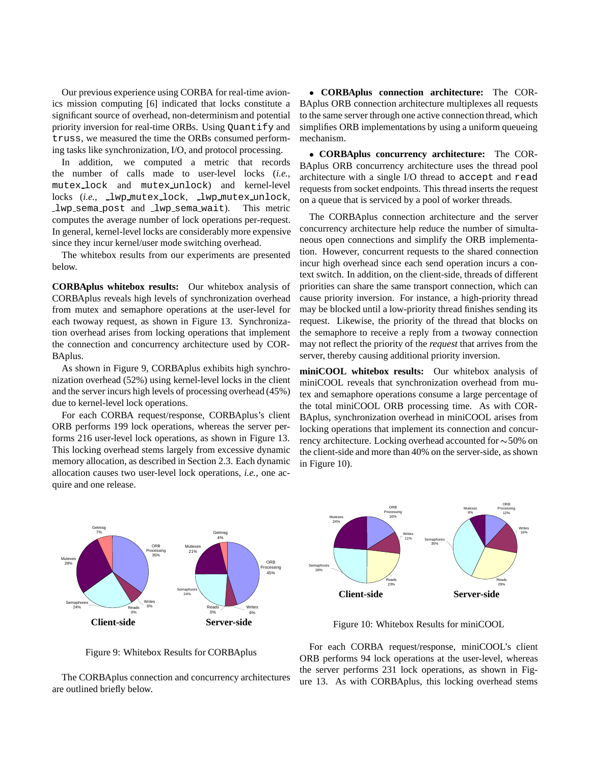Our previous experience using CORBA for real-time avionics mission computing [6] indicated that locks constitute a significant source of overhead, non-determinism and potential priority inversion for real-time ORBs. Using `Quantify` and `truss`, we measured the time the ORBs consumed performing tasks like synchronization, I/O, and protocol processing.

In addition, we computed a metric that records the number of calls made to user-level locks (*i.e.*, `mutex_lock` and `mutex_unlock`) and kernel-level locks (*i.e.*, `_lwp_mutex_lock`, `_lwp_mutex_unlock`, `_lwp_sema_post` and `_lwp_sema_wait`). This metric computes the average number of lock operations per-request. In general, kernel-level locks are considerably more expensive since they incur kernel/user mode switching overhead.

The whitebox results from our experiments are presented below.

**CORBAplus whitebox results:** Our whitebox analysis of CORBAplus reveals high levels of synchronization overhead from mutex and semaphore operations at the user-level for each twoway request, as shown in Figure 13. Synchronization overhead arises from locking operations that implement the connection and concurrency architecture used by CORBAplus.

As shown in Figure 9, CORBAplus exhibits high synchronization overhead (52%) using kernel-level locks in the client and the server incurs high levels of processing overhead (45%) due to kernel-level lock operations.

For each CORBA request/response, CORBAplus's client ORB performs 199 lock operations, whereas the server performs 216 user-level lock operations, as shown in Figure 13. This locking overhead stems largely from excessive dynamic memory allocation, as described in Section 2.3. Each dynamic allocation causes two user-level lock operations, *i.e.*, one acquire and one release.

Figure 9: Whitebox Results for CORBAplus

The CORBAplus connection and concurrency architectures are outlined briefly below.

- **CORBAplus connection architecture:** The CORBAplus ORB connection architecture multiplexes all requests to the same server through one active connection thread, which simplifies ORB implementations by using a uniform queueing mechanism.

- **CORBAplus concurrency architecture:** The CORBAplus ORB concurrency architecture uses the thread pool architecture with a single I/O thread to `accept` and `read` requests from socket endpoints. This thread inserts the request on a queue that is serviced by a pool of worker threads.

The CORBAplus connection architecture and the server concurrency architecture help reduce the number of simultaneous open connections and simplify the ORB implementation. However, concurrent requests to the shared connection incur high overhead since each send operation incurs a context switch. In addition, on the client-side, threads of different priorities can share the same transport connection, which can cause priority inversion. For instance, a high-priority thread may be blocked until a low-priority thread finishes sending its request. Likewise, the priority of the thread that blocks on the semaphore to receive a reply from a twoway connection may not reflect the priority of the *request* that arrives from the server, thereby causing additional priority inversion.

**miniCOOL whitebox results:** Our whitebox analysis of miniCOOL reveals that synchronization overhead from mutex and semaphore operations consume a large percentage of the total miniCOOL ORB processing time. As with CORBAplus, synchronization overhead in miniCOOL arises from locking operations that implement its connection and concurrency architecture. Locking overhead accounted for ∼50% on the client-side and more than 40% on the server-side, as shown in Figure 10).

Figure 10: Whitebox Results for miniCOOL

For each CORBA request/response, miniCOOL's client ORB performs 94 lock operations at the user-level, whereas the server performs 231 lock operations, as shown in Figure 13. As with CORBAplus, this locking overhead stems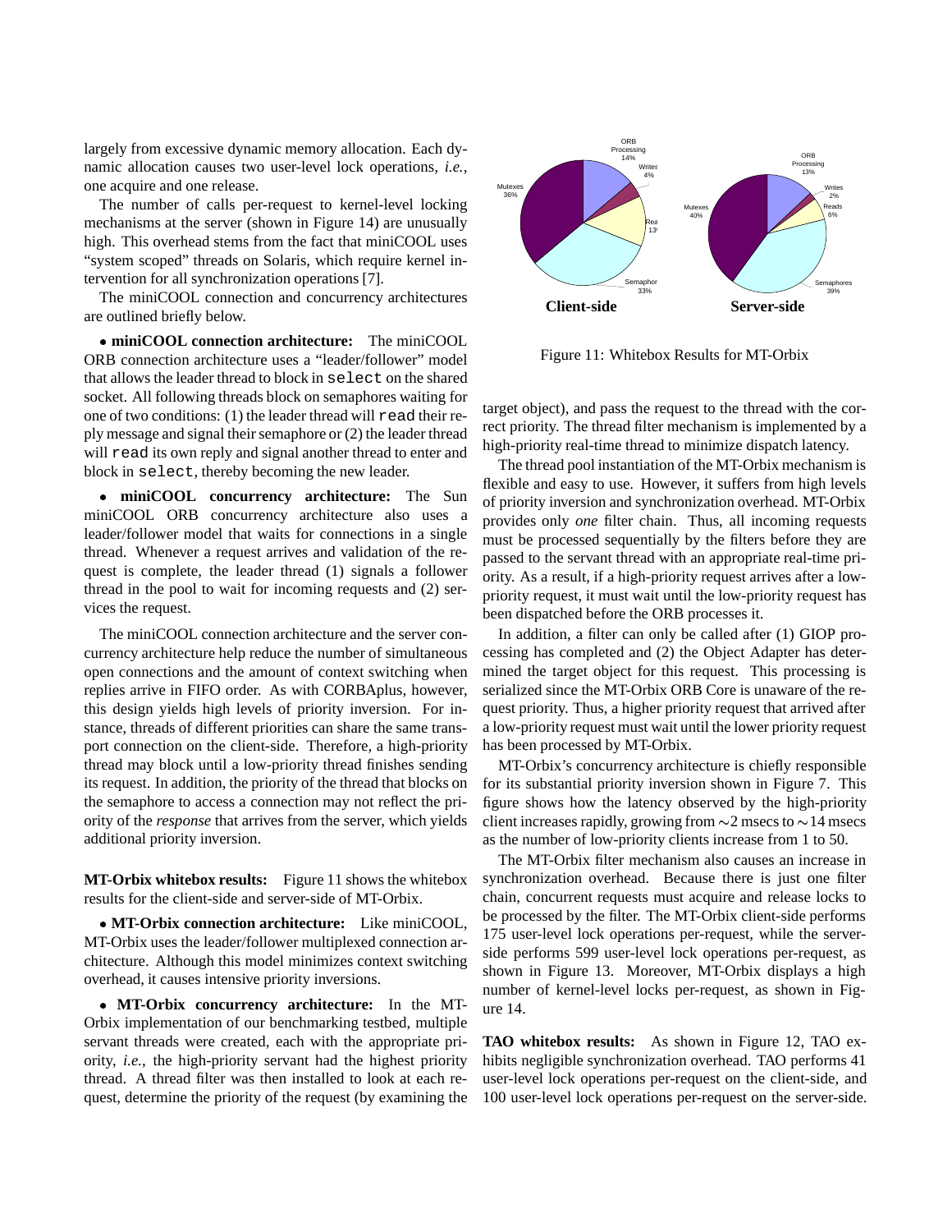largely from excessive dynamic memory allocation. Each dynamic allocation causes two user-level lock operations, *i.e.*, one acquire and one release.

The number of calls per-request to kernel-level locking mechanisms at the server (shown in Figure 14) are unusually high. This overhead stems from the fact that miniCOOL uses "system scoped" threads on Solaris, which require kernel intervention for all synchronization operations [7].

The miniCOOL connection and concurrency architectures are outlined briefly below.

- **miniCOOL connection architecture:** The miniCOOL ORB connection architecture uses a "leader/follower" model that allows the leader thread to block in `select` on the shared socket. All following threads block on semaphores waiting for one of two conditions: (1) the leader thread will `read` their reply message and signal their semaphore or (2) the leader thread will `read` its own reply and signal another thread to enter and block in `select`, thereby becoming the new leader.

- **miniCOOL concurrency architecture:** The Sun miniCOOL ORB concurrency architecture also uses a leader/follower model that waits for connections in a single thread. Whenever a request arrives and validation of the request is complete, the leader thread (1) signals a follower thread in the pool to wait for incoming requests and (2) services the request.

The miniCOOL connection architecture and the server concurrency architecture help reduce the number of simultaneous open connections and the amount of context switching when replies arrive in FIFO order. As with CORBAplus, however, this design yields high levels of priority inversion. For instance, threads of different priorities can share the same transport connection on the client-side. Therefore, a high-priority thread may block until a low-priority thread finishes sending its request. In addition, the priority of the thread that blocks on the semaphore to access a connection may not reflect the priority of the *response* that arrives from the server, which yields additional priority inversion.

**MT-Orbix whitebox results:** Figure 11 shows the whitebox results for the client-side and server-side of MT-Orbix.

- **MT-Orbix connection architecture:** Like miniCOOL, MT-Orbix uses the leader/follower multiplexed connection architecture. Although this model minimizes context switching overhead, it causes intensive priority inversions.

- **MT-Orbix concurrency architecture:** In the MT-Orbix implementation of our benchmarking testbed, multiple servant threads were created, each with the appropriate priority, *i.e.*, the high-priority servant had the highest priority thread. A thread filter was then installed to look at each request, determine the priority of the request (by examining the target object), and pass the request to the thread with the correct priority. The thread filter mechanism is implemented by a high-priority real-time thread to minimize dispatch latency.

ORB Processing 14%
Writes 4%
Reads 13%
Semaphores 33%
Mutexes 36%
**Client-side**

ORB Processing 13%
Writes 2%
Reads 6%
Semaphores 39%
Mutexes 40%
**Server-side**

Figure 11: Whitebox Results for MT-Orbix

The thread pool instantiation of the MT-Orbix mechanism is flexible and easy to use. However, it suffers from high levels of priority inversion and synchronization overhead. MT-Orbix provides only *one* filter chain. Thus, all incoming requests must be processed sequentially by the filters before they are passed to the servant thread with an appropriate real-time priority. As a result, if a high-priority request arrives after a low-priority request, it must wait until the low-priority request has been dispatched before the ORB processes it.

In addition, a filter can only be called after (1) GIOP processing has completed and (2) the Object Adapter has determined the target object for this request. This processing is serialized since the MT-Orbix ORB Core is unaware of the request priority. Thus, a higher priority request that arrived after a low-priority request must wait until the lower priority request has been processed by MT-Orbix.

MT-Orbix's concurrency architecture is chiefly responsible for its substantial priority inversion shown in Figure 7. This figure shows how the latency observed by the high-priority client increases rapidly, growing from $\sim$2 msecs to $\sim$14 msecs as the number of low-priority clients increase from 1 to 50.

The MT-Orbix filter mechanism also causes an increase in synchronization overhead. Because there is just one filter chain, concurrent requests must acquire and release locks to be processed by the filter. The MT-Orbix client-side performs 175 user-level lock operations per-request, while the server-side performs 599 user-level lock operations per-request, as shown in Figure 13. Moreover, MT-Orbix displays a high number of kernel-level locks per-request, as shown in Figure 14.

**TAO whitebox results:** As shown in Figure 12, TAO exhibits negligible synchronization overhead. TAO performs 41 user-level lock operations per-request on the client-side, and 100 user-level lock operations per-request on the server-side.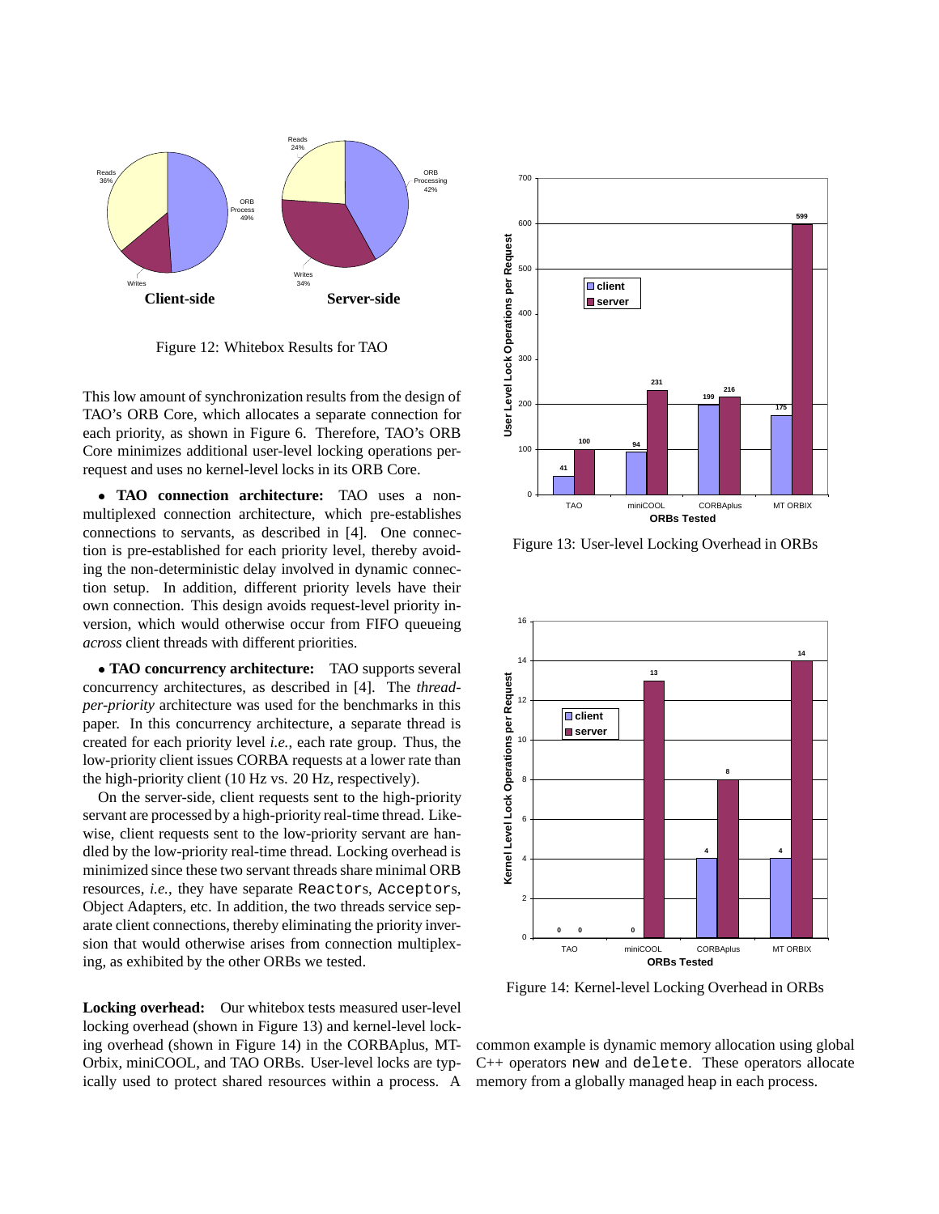Figure 12: Whitebox Results for TAO

This low amount of synchronization results from the design of TAO's ORB Core, which allocates a separate connection for each priority, as shown in Figure 6. Therefore, TAO's ORB Core minimizes additional user-level locking operations per-request and uses no kernel-level locks in its ORB Core.

- **TAO connection architecture:** TAO uses a non-multiplexed connection architecture, which pre-establishes connections to servants, as described in [4]. One connection is pre-established for each priority level, thereby avoiding the non-deterministic delay involved in dynamic connection setup. In addition, different priority levels have their own connection. This design avoids request-level priority inversion, which would otherwise occur from FIFO queueing *across* client threads with different priorities.

- **TAO concurrency architecture:** TAO supports several concurrency architectures, as described in [4]. The *thread-per-priority* architecture was used for the benchmarks in this paper. In this concurrency architecture, a separate thread is created for each priority level *i.e.*, each rate group. Thus, the low-priority client issues CORBA requests at a lower rate than the high-priority client (10 Hz vs. 20 Hz, respectively).

On the server-side, client requests sent to the high-priority servant are processed by a high-priority real-time thread. Likewise, client requests sent to the low-priority servant are handled by the low-priority real-time thread. Locking overhead is minimized since these two servant threads share minimal ORB resources, *i.e.*, they have separate `Reactors`, `Acceptors`, Object Adapters, etc. In addition, the two threads service separate client connections, thereby eliminating the priority inversion that would otherwise arises from connection multiplexing, as exhibited by the other ORBs we tested.

**Locking overhead:** Our whitebox tests measured user-level locking overhead (shown in Figure 13) and kernel-level locking overhead (shown in Figure 14) in the CORBAplus, MT-Orbix, miniCOOL, and TAO ORBs. User-level locks are typically used to protect shared resources within a process. A common example is dynamic memory allocation using global C++ operators `new` and `delete`. These operators allocate memory from a globally managed heap in each process.

Figure 13: User-level Locking Overhead in ORBs

Figure 14: Kernel-level Locking Overhead in ORBs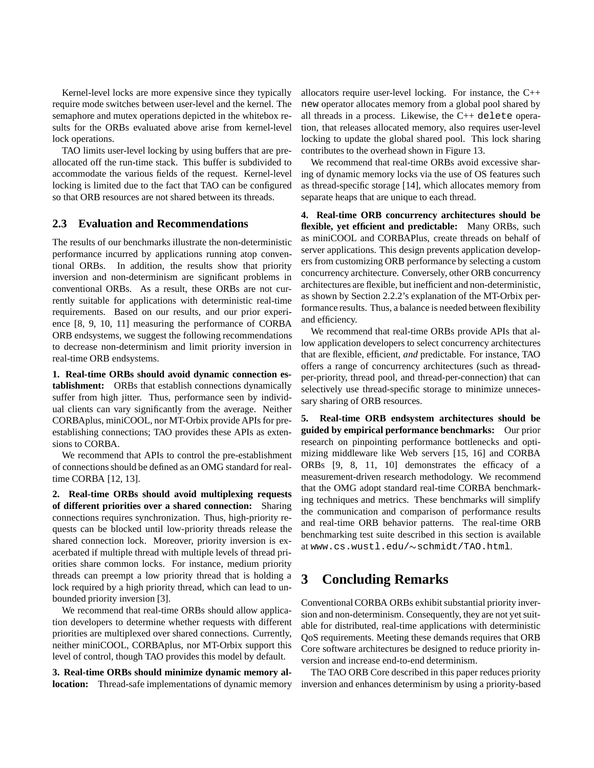Kernel-level locks are more expensive since they typically require mode switches between user-level and the kernel. The semaphore and mutex operations depicted in the whitebox results for the ORBs evaluated above arise from kernel-level lock operations.

TAO limits user-level locking by using buffers that are pre-allocated off the run-time stack. This buffer is subdivided to accommodate the various fields of the request. Kernel-level locking is limited due to the fact that TAO can be configured so that ORB resources are not shared between its threads.

## 2.3 Evaluation and Recommendations

The results of our benchmarks illustrate the non-deterministic performance incurred by applications running atop conventional ORBs. In addition, the results show that priority inversion and non-determinism are significant problems in conventional ORBs. As a result, these ORBs are not currently suitable for applications with deterministic real-time requirements. Based on our results, and our prior experience [8, 9, 10, 11] measuring the performance of CORBA ORB endsystems, we suggest the following recommendations to decrease non-determinism and limit priority inversion in real-time ORB endsystems.

**1. Real-time ORBs should avoid dynamic connection establishment:** ORBs that establish connections dynamically suffer from high jitter. Thus, performance seen by individual clients can vary significantly from the average. Neither CORBAplus, miniCOOL, nor MT-Orbix provide APIs for pre-establishing connections; TAO provides these APIs as extensions to CORBA.

We recommend that APIs to control the pre-establishment of connections should be defined as an OMG standard for real-time CORBA [12, 13].

**2. Real-time ORBs should avoid multiplexing requests of different priorities over a shared connection:** Sharing connections requires synchronization. Thus, high-priority requests can be blocked until low-priority threads release the shared connection lock. Moreover, priority inversion is exacerbated if multiple thread with multiple levels of thread priorities share common locks. For instance, medium priority threads can preempt a low priority thread that is holding a lock required by a high priority thread, which can lead to unbounded priority inversion [3].

We recommend that real-time ORBs should allow application developers to determine whether requests with different priorities are multiplexed over shared connections. Currently, neither miniCOOL, CORBAplus, nor MT-Orbix support this level of control, though TAO provides this model by default.

**3. Real-time ORBs should minimize dynamic memory allocation:** Thread-safe implementations of dynamic memory allocators require user-level locking. For instance, the C++ `new` operator allocates memory from a global pool shared by all threads in a process. Likewise, the C++ `delete` operation, that releases allocated memory, also requires user-level locking to update the global shared pool. This lock sharing contributes to the overhead shown in Figure 13.

We recommend that real-time ORBs avoid excessive sharing of dynamic memory locks via the use of OS features such as thread-specific storage [14], which allocates memory from separate heaps that are unique to each thread.

**4. Real-time ORB concurrency architectures should be flexible, yet efficient and predictable:** Many ORBs, such as miniCOOL and CORBAPlus, create threads on behalf of server applications. This design prevents application developers from customizing ORB performance by selecting a custom concurrency architecture. Conversely, other ORB concurrency architectures are flexible, but inefficient and non-deterministic, as shown by Section 2.2.2's explanation of the MT-Orbix performance results. Thus, a balance is needed between flexibility and efficiency.

We recommend that real-time ORBs provide APIs that allow application developers to select concurrency architectures that are flexible, efficient, *and* predictable. For instance, TAO offers a range of concurrency architectures (such as thread-per-priority, thread pool, and thread-per-connection) that can selectively use thread-specific storage to minimize unnecessary sharing of ORB resources.

**5. Real-time ORB endsystem architectures should be guided by empirical performance benchmarks:** Our prior research on pinpointing performance bottlenecks and optimizing middleware like Web servers [15, 16] and CORBA ORBs [9, 8, 11, 10] demonstrates the efficacy of a measurement-driven research methodology. We recommend that the OMG adopt standard real-time CORBA benchmarking techniques and metrics. These benchmarks will simplify the communication and comparison of performance results and real-time ORB behavior patterns. The real-time ORB benchmarking test suite described in this section is available at `www.cs.wustl.edu/~schmidt/TAO.html`.

# 3 Concluding Remarks

Conventional CORBA ORBs exhibit substantial priority inversion and non-determinism. Consequently, they are not yet suitable for distributed, real-time applications with deterministic QoS requirements. Meeting these demands requires that ORB Core software architectures be designed to reduce priority inversion and increase end-to-end determinism.

The TAO ORB Core described in this paper reduces priority inversion and enhances determinism by using a priority-based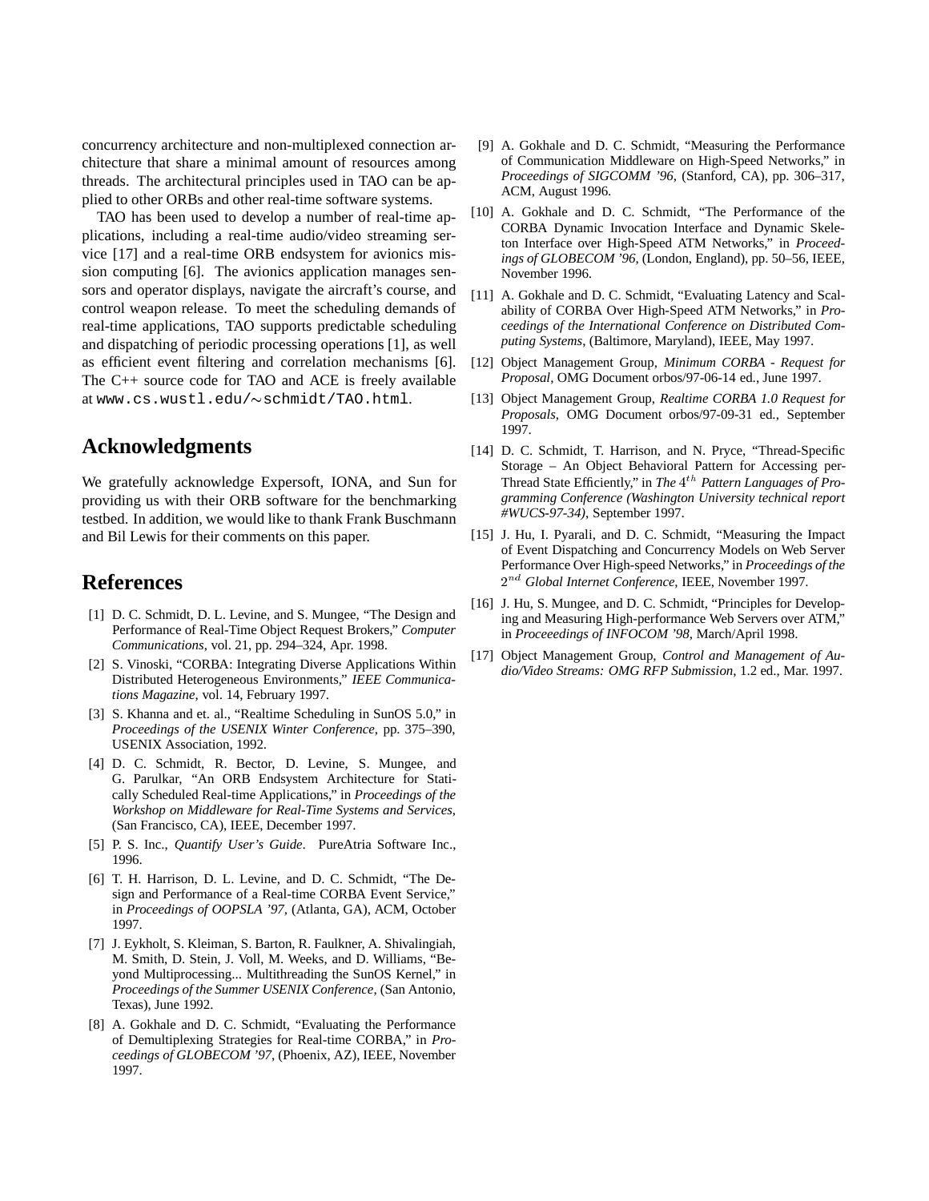concurrency architecture and non-multiplexed connection architecture that share a minimal amount of resources among threads. The architectural principles used in TAO can be applied to other ORBs and other real-time software systems.

TAO has been used to develop a number of real-time applications, including a real-time audio/video streaming service [17] and a real-time ORB endsystem for avionics mission computing [6]. The avionics application manages sensors and operator displays, navigate the aircraft's course, and control weapon release. To meet the scheduling demands of real-time applications, TAO supports predictable scheduling and dispatching of periodic processing operations [1], as well as efficient event filtering and correlation mechanisms [6]. The C++ source code for TAO and ACE is freely available at `www.cs.wustl.edu/~schmidt/TAO.html`.

## Acknowledgments

We gratefully acknowledge Expersoft, IONA, and Sun for providing us with their ORB software for the benchmarking testbed. In addition, we would like to thank Frank Buschmann and Bil Lewis for their comments on this paper.

## References

[1] D. C. Schmidt, D. L. Levine, and S. Mungee, "The Design and Performance of Real-Time Object Request Brokers," *Computer Communications*, vol. 21, pp. 294–324, Apr. 1998.

[2] S. Vinoski, "CORBA: Integrating Diverse Applications Within Distributed Heterogeneous Environments," *IEEE Communications Magazine*, vol. 14, February 1997.

[3] S. Khanna and et. al., "Realtime Scheduling in SunOS 5.0," in *Proceedings of the USENIX Winter Conference*, pp. 375–390, USENIX Association, 1992.

[4] D. C. Schmidt, R. Bector, D. Levine, S. Mungee, and G. Parulkar, "An ORB Endsystem Architecture for Statically Scheduled Real-time Applications," in *Proceedings of the Workshop on Middleware for Real-Time Systems and Services*, (San Francisco, CA), IEEE, December 1997.

[5] P. S. Inc., *Quantify User's Guide*. PureAtria Software Inc., 1996.

[6] T. H. Harrison, D. L. Levine, and D. C. Schmidt, "The Design and Performance of a Real-time CORBA Event Service," in *Proceedings of OOPSLA '97*, (Atlanta, GA), ACM, October 1997.

[7] J. Eykholt, S. Kleiman, S. Barton, R. Faulkner, A. Shivalingiah, M. Smith, D. Stein, J. Voll, M. Weeks, and D. Williams, "Beyond Multiprocessing... Multithreading the SunOS Kernel," in *Proceedings of the Summer USENIX Conference*, (San Antonio, Texas), June 1992.

[8] A. Gokhale and D. C. Schmidt, "Evaluating the Performance of Demultiplexing Strategies for Real-time CORBA," in *Proceedings of GLOBECOM '97*, (Phoenix, AZ), IEEE, November 1997.

[9] A. Gokhale and D. C. Schmidt, "Measuring the Performance of Communication Middleware on High-Speed Networks," in *Proceedings of SIGCOMM '96*, (Stanford, CA), pp. 306–317, ACM, August 1996.

[10] A. Gokhale and D. C. Schmidt, "The Performance of the CORBA Dynamic Invocation Interface and Dynamic Skeleton Interface over High-Speed ATM Networks," in *Proceedings of GLOBECOM '96*, (London, England), pp. 50–56, IEEE, November 1996.

[11] A. Gokhale and D. C. Schmidt, "Evaluating Latency and Scalability of CORBA Over High-Speed ATM Networks," in *Proceedings of the International Conference on Distributed Computing Systems*, (Baltimore, Maryland), IEEE, May 1997.

[12] Object Management Group, *Minimum CORBA - Request for Proposal*, OMG Document orbos/97-06-14 ed., June 1997.

[13] Object Management Group, *Realtime CORBA 1.0 Request for Proposals*, OMG Document orbos/97-09-31 ed., September 1997.

[14] D. C. Schmidt, T. Harrison, and N. Pryce, "Thread-Specific Storage – An Object Behavioral Pattern for Accessing per-Thread State Efficiently," in *The* $4^{th}$ *Pattern Languages of Programming Conference (Washington University technical report #WUCS-97-34)*, September 1997.

[15] J. Hu, I. Pyarali, and D. C. Schmidt, "Measuring the Impact of Event Dispatching and Concurrency Models on Web Server Performance Over High-speed Networks," in *Proceedings of the* $2^{nd}$ *Global Internet Conference*, IEEE, November 1997.

[16] J. Hu, S. Mungee, and D. C. Schmidt, "Principles for Developing and Measuring High-performance Web Servers over ATM," in *Proceeedings of INFOCOM '98*, March/April 1998.

[17] Object Management Group, *Control and Management of Audio/Video Streams: OMG RFP Submission*, 1.2 ed., Mar. 1997.